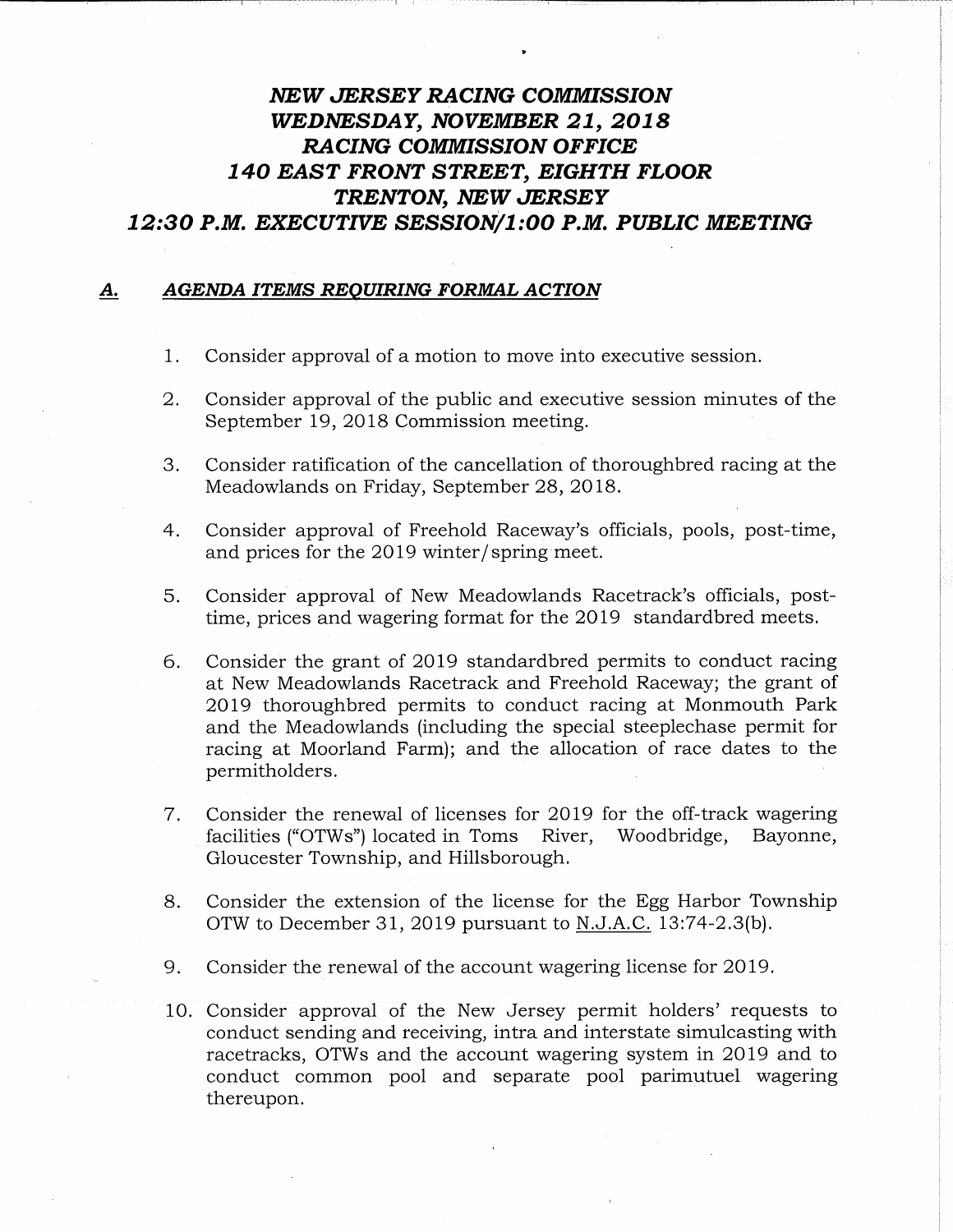# *NEW JERSEY RACING COMMISSION*
# *WEDNESDAY, NOVEMBER 21, 2018*
# *RACING COMMISSION OFFICE*
# *140 EAST FRONT STREET, EIGHTH FLOOR*
# *TRENTON, NEW JERSEY*
# *12:30 P.M. EXECUTIVE SESSION/1:00 P.M. PUBLIC MEETING*

## ***A. AGENDA ITEMS REQUIRING FORMAL ACTION***

1. Consider approval of a motion to move into executive session.

2. Consider approval of the public and executive session minutes of the September 19, 2018 Commission meeting.

3. Consider ratification of the cancellation of thoroughbred racing at the Meadowlands on Friday, September 28, 2018.

4. Consider approval of Freehold Raceway's officials, pools, post-time, and prices for the 2019 winter/spring meet.

5. Consider approval of New Meadowlands Racetrack's officials, post-time, prices and wagering format for the 2019 standardbred meets.

6. Consider the grant of 2019 standardbred permits to conduct racing at New Meadowlands Racetrack and Freehold Raceway; the grant of 2019 thoroughbred permits to conduct racing at Monmouth Park and the Meadowlands (including the special steeplechase permit for racing at Moorland Farm); and the allocation of race dates to the permitholders.

7. Consider the renewal of licenses for 2019 for the off-track wagering facilities ("OTWs") located in Toms River, Woodbridge, Bayonne, Gloucester Township, and Hillsborough.

8. Consider the extension of the license for the Egg Harbor Township OTW to December 31, 2019 pursuant to N.J.A.C. 13:74-2.3(b).

9. Consider the renewal of the account wagering license for 2019.

10. Consider approval of the New Jersey permit holders' requests to conduct sending and receiving, intra and interstate simulcasting with racetracks, OTWs and the account wagering system in 2019 and to conduct common pool and separate pool parimutuel wagering thereupon.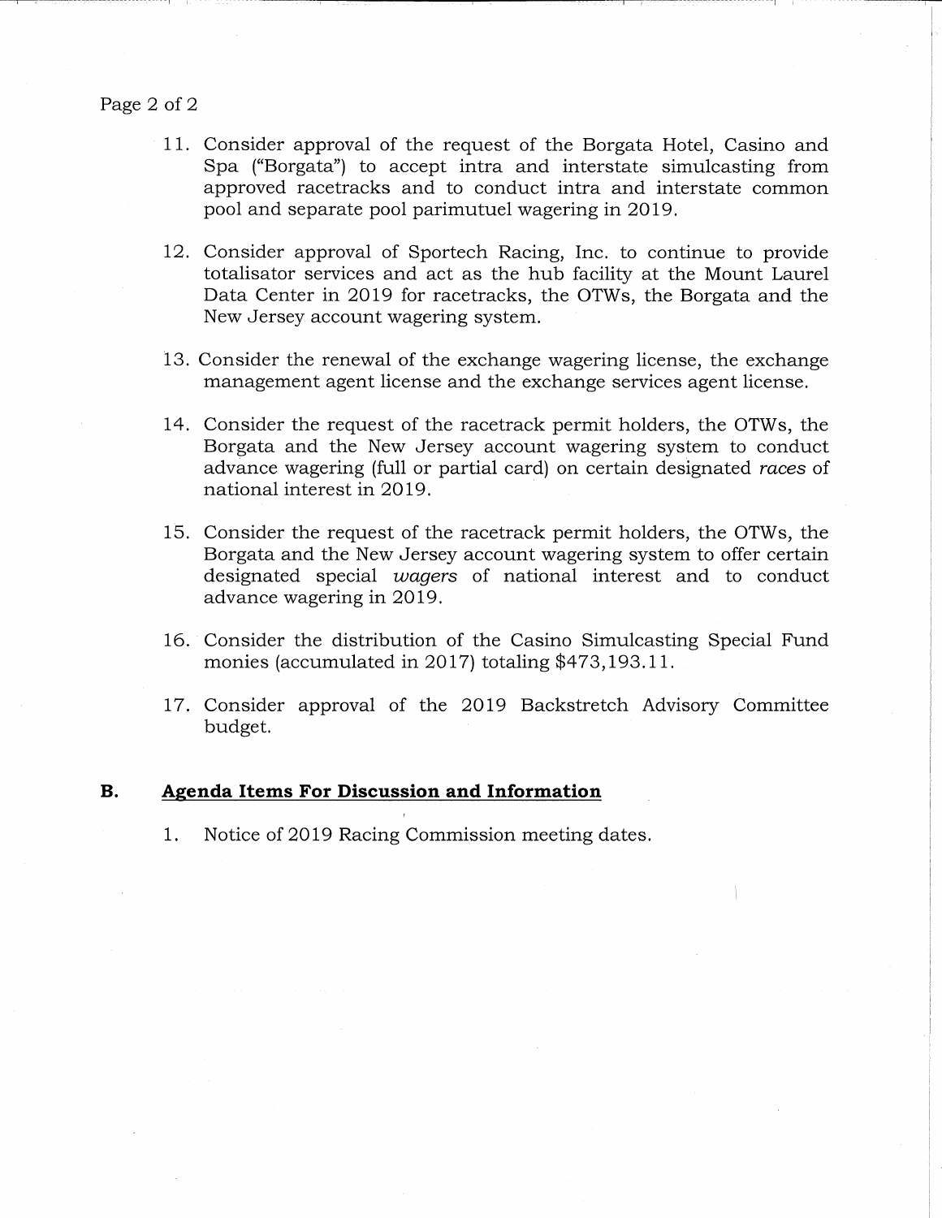11. Consider approval of the request of the Borgata Hotel, Casino and Spa ("Borgata") to accept intra and interstate simulcasting from approved racetracks and to conduct intra and interstate common pool and separate pool parimutuel wagering in 2019.

12. Consider approval of Sportech Racing, Inc. to continue to provide totalisator services and act as the hub facility at the Mount Laurel Data Center in 2019 for racetracks, the OTWs, the Borgata and the New Jersey account wagering system.

13. Consider the renewal of the exchange wagering license, the exchange management agent license and the exchange services agent license.

14. Consider the request of the racetrack permit holders, the OTWs, the Borgata and the New Jersey account wagering system to conduct advance wagering (full or partial card) on certain designated *races* of national interest in 2019.

15. Consider the request of the racetrack permit holders, the OTWs, the Borgata and the New Jersey account wagering system to offer certain designated special *wagers* of national interest and to conduct advance wagering in 2019.

16. Consider the distribution of the Casino Simulcasting Special Fund monies (accumulated in 2017) totaling $473,193.11.

17. Consider approval of the 2019 Backstretch Advisory Committee budget.

## B. <u>Agenda Items For Discussion and Information</u>

1. Notice of 2019 Racing Commission meeting dates.